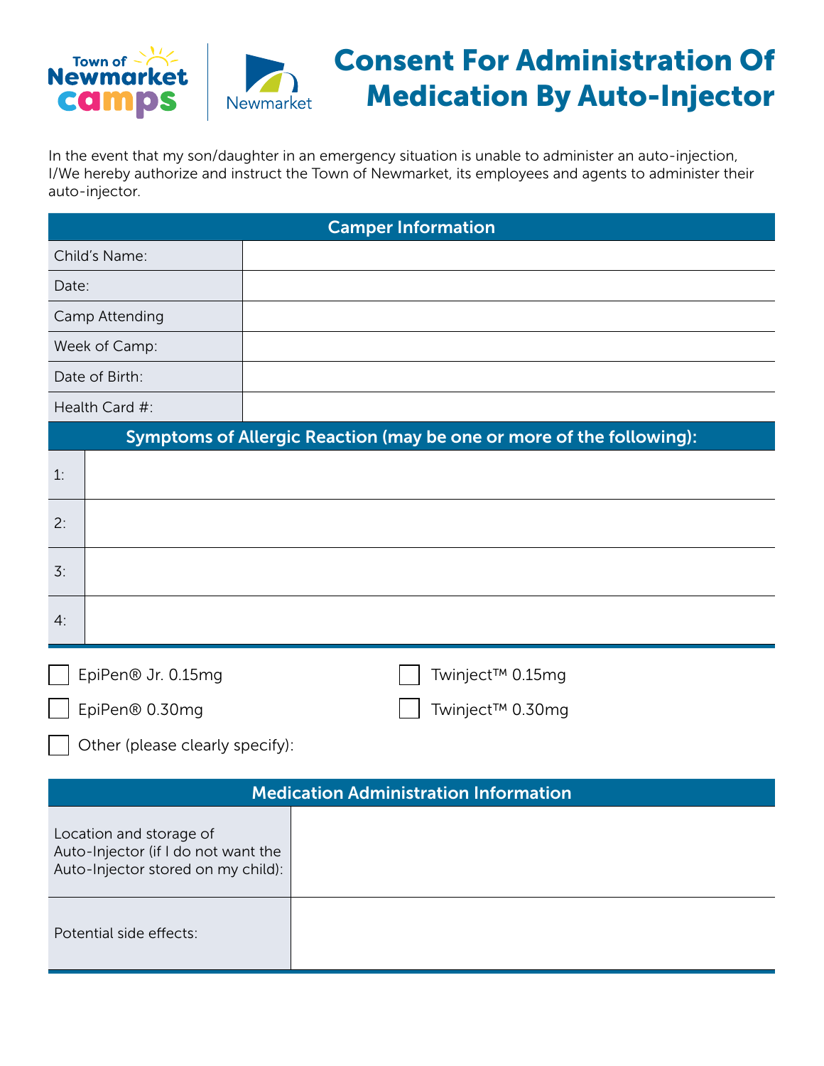Town of Newmarket camps | Newmarket

# Consent For Administration Of Medication By Auto-Injector

In the event that my son/daughter in an emergency situation is unable to administer an auto-injection, I/We hereby authorize and instruct the Town of Newmarket, its employees and agents to administer their auto-injector.

| Camper Information | |
|---|---|
| Child's Name: | |
| Date: | |
| Camp Attending | |
| Week of Camp: | |
| Date of Birth: | |
| Health Card #: | |

| Symptoms of Allergic Reaction (may be one or more of the following): | |
|---|---|
| 1: | |
| 2: | |
| 3: | |
| 4: | |

- ☐ EpiPen® Jr. 0.15mg
- ☐ Twinject™ 0.15mg
- ☐ EpiPen® 0.30mg
- ☐ Twinject™ 0.30mg
- ☐ Other (please clearly specify):

| Medication Administration Information | |
|---|---|
| Location and storage of Auto-Injector (if I do not want the Auto-Injector stored on my child): | |
| Potential side effects: | |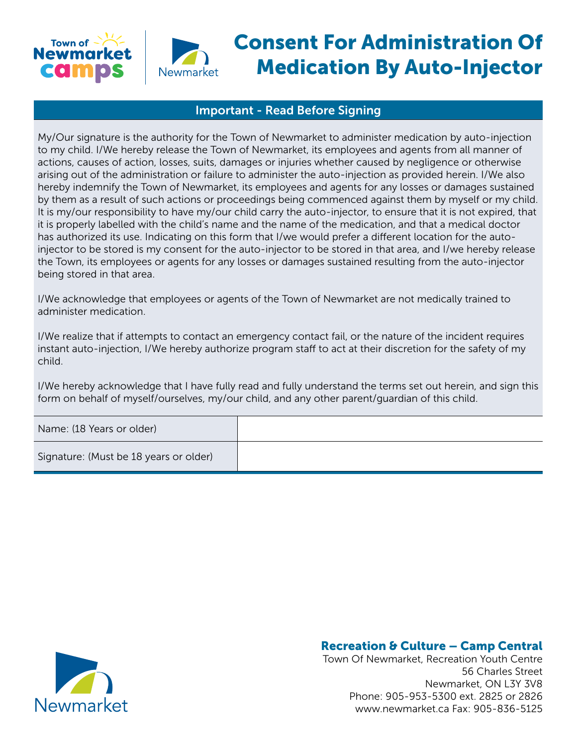Town of Newmarket camps | Newmarket

# Consent For Administration Of Medication By Auto-Injector

## Important - Read Before Signing

My/Our signature is the authority for the Town of Newmarket to administer medication by auto-injection to my child. I/We hereby release the Town of Newmarket, its employees and agents from all manner of actions, causes of action, losses, suits, damages or injuries whether caused by negligence or otherwise arising out of the administration or failure to administer the auto-injection as provided herein. I/We also hereby indemnify the Town of Newmarket, its employees and agents for any losses or damages sustained by them as a result of such actions or proceedings being commenced against them by myself or my child. It is my/our responsibility to have my/our child carry the auto-injector, to ensure that it is not expired, that it is properly labelled with the child's name and the name of the medication, and that a medical doctor has authorized its use. Indicating on this form that I/we would prefer a different location for the auto-injector to be stored is my consent for the auto-injector to be stored in that area, and I/we hereby release the Town, its employees or agents for any losses or damages sustained resulting from the auto-injector being stored in that area.

I/We acknowledge that employees or agents of the Town of Newmarket are not medically trained to administer medication.

I/We realize that if attempts to contact an emergency contact fail, or the nature of the incident requires instant auto-injection, I/We hereby authorize program staff to act at their discretion for the safety of my child.

I/We hereby acknowledge that I have fully read and fully understand the terms set out herein, and sign this form on behalf of myself/ourselves, my/our child, and any other parent/guardian of this child.

| | |
|---|---|
| Name: (18 Years or older) | |
| Signature: (Must be 18 years or older) | |

Newmarket

**Recreation & Culture – Camp Central**

Town Of Newmarket, Recreation Youth Centre
56 Charles Street
Newmarket, ON L3Y 3V8
Phone: 905-953-5300 ext. 2825 or 2826
www.newmarket.ca Fax: 905-836-5125